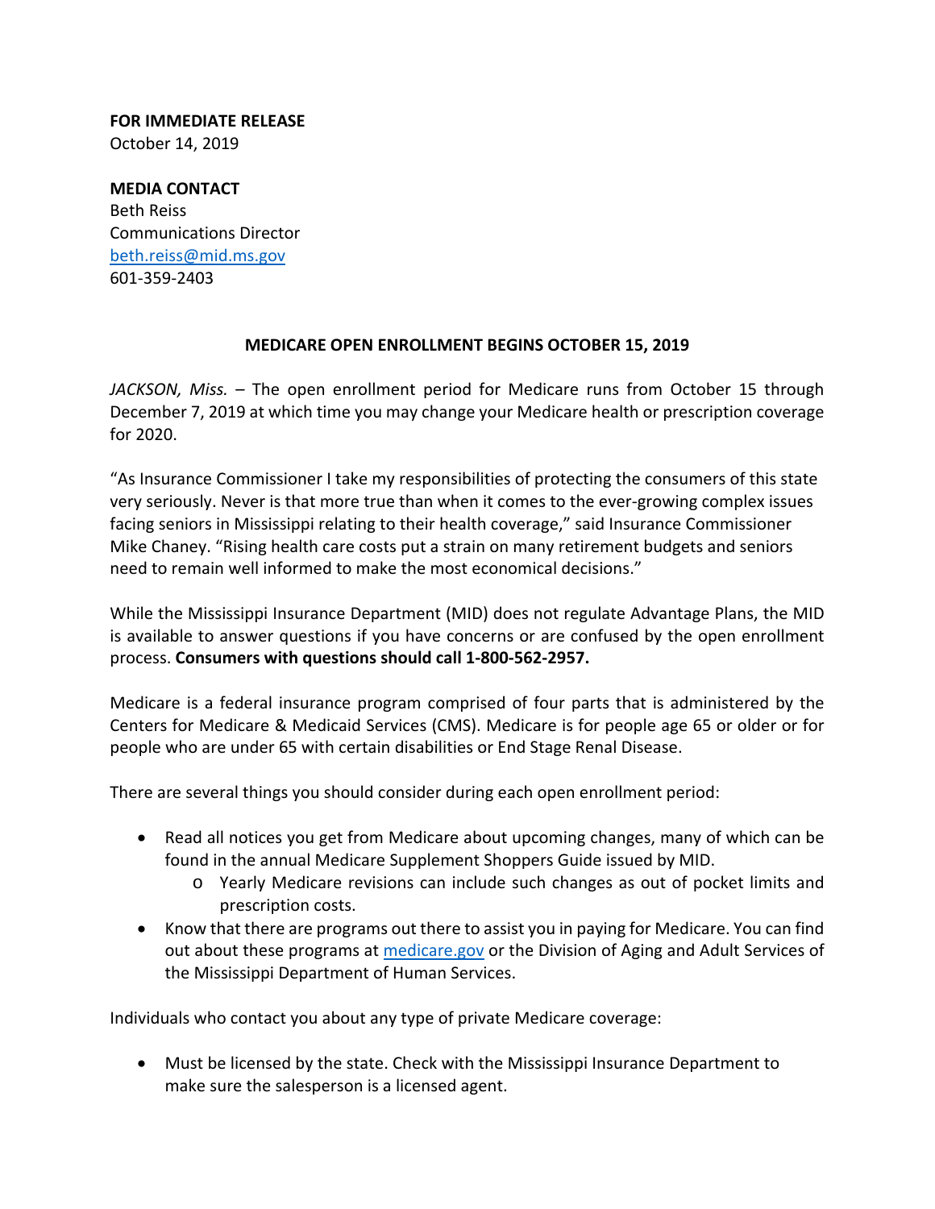**FOR IMMEDIATE RELEASE**
October 14, 2019

**MEDIA CONTACT**
Beth Reiss
Communications Director
[beth.reiss@mid.ms.gov](mailto:beth.reiss@mid.ms.gov)
601-359-2403

## MEDICARE OPEN ENROLLMENT BEGINS OCTOBER 15, 2019

*JACKSON, Miss.* – The open enrollment period for Medicare runs from October 15 through December 7, 2019 at which time you may change your Medicare health or prescription coverage for 2020.

"As Insurance Commissioner I take my responsibilities of protecting the consumers of this state very seriously. Never is that more true than when it comes to the ever-growing complex issues facing seniors in Mississippi relating to their health coverage," said Insurance Commissioner Mike Chaney. "Rising health care costs put a strain on many retirement budgets and seniors need to remain well informed to make the most economical decisions."

While the Mississippi Insurance Department (MID) does not regulate Advantage Plans, the MID is available to answer questions if you have concerns or are confused by the open enrollment process. **Consumers with questions should call 1-800-562-2957.**

Medicare is a federal insurance program comprised of four parts that is administered by the Centers for Medicare & Medicaid Services (CMS). Medicare is for people age 65 or older or for people who are under 65 with certain disabilities or End Stage Renal Disease.

There are several things you should consider during each open enrollment period:

- Read all notices you get from Medicare about upcoming changes, many of which can be found in the annual Medicare Supplement Shoppers Guide issued by MID.
  - Yearly Medicare revisions can include such changes as out of pocket limits and prescription costs.
- Know that there are programs out there to assist you in paying for Medicare. You can find out about these programs at [medicare.gov](http://medicare.gov) or the Division of Aging and Adult Services of the Mississippi Department of Human Services.

Individuals who contact you about any type of private Medicare coverage:

- Must be licensed by the state. Check with the Mississippi Insurance Department to make sure the salesperson is a licensed agent.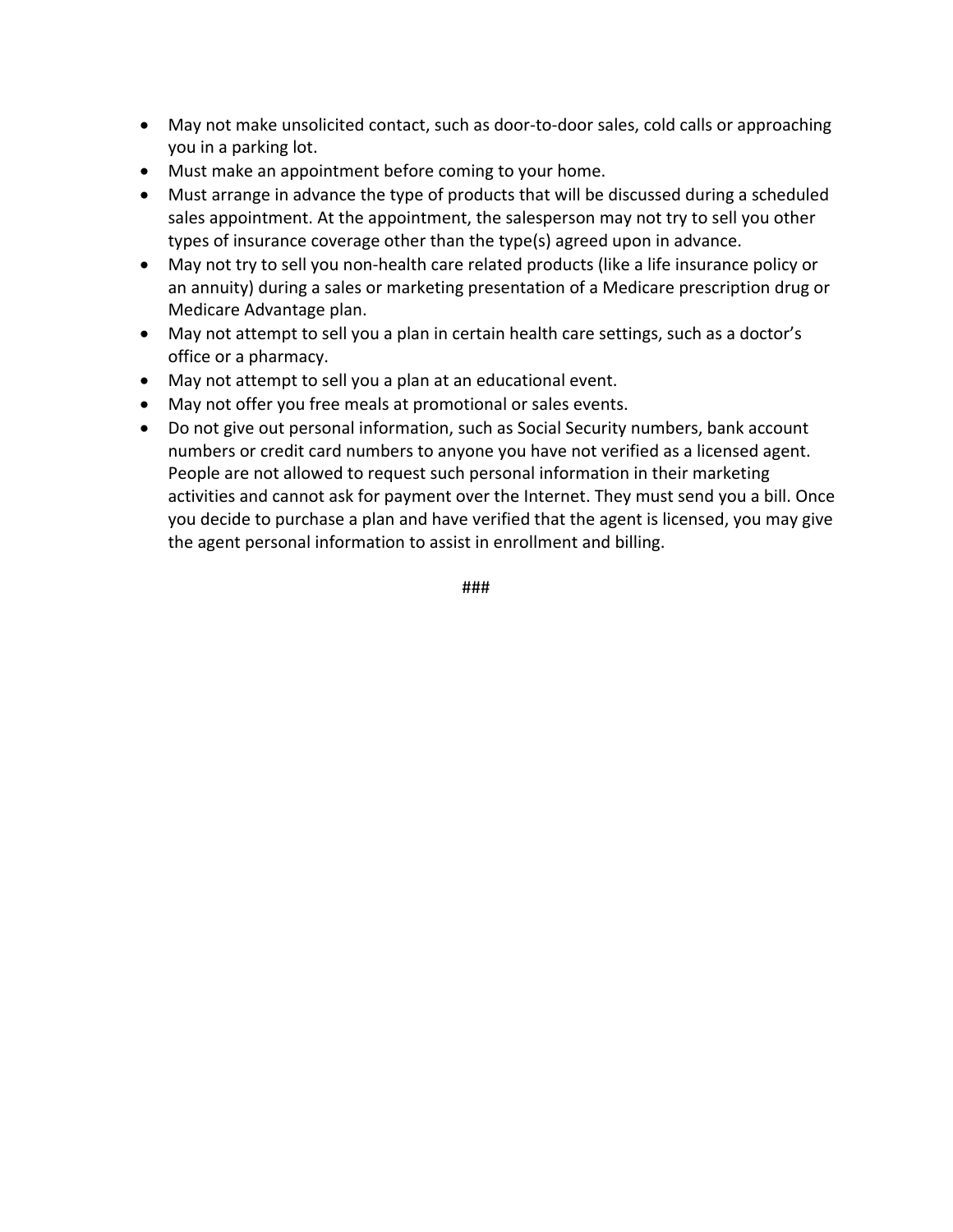- May not make unsolicited contact, such as door-to-door sales, cold calls or approaching you in a parking lot.
- Must make an appointment before coming to your home.
- Must arrange in advance the type of products that will be discussed during a scheduled sales appointment. At the appointment, the salesperson may not try to sell you other types of insurance coverage other than the type(s) agreed upon in advance.
- May not try to sell you non-health care related products (like a life insurance policy or an annuity) during a sales or marketing presentation of a Medicare prescription drug or Medicare Advantage plan.
- May not attempt to sell you a plan in certain health care settings, such as a doctor's office or a pharmacy.
- May not attempt to sell you a plan at an educational event.
- May not offer you free meals at promotional or sales events.
- Do not give out personal information, such as Social Security numbers, bank account numbers or credit card numbers to anyone you have not verified as a licensed agent. People are not allowed to request such personal information in their marketing activities and cannot ask for payment over the Internet. They must send you a bill. Once you decide to purchase a plan and have verified that the agent is licensed, you may give the agent personal information to assist in enrollment and billing.

###